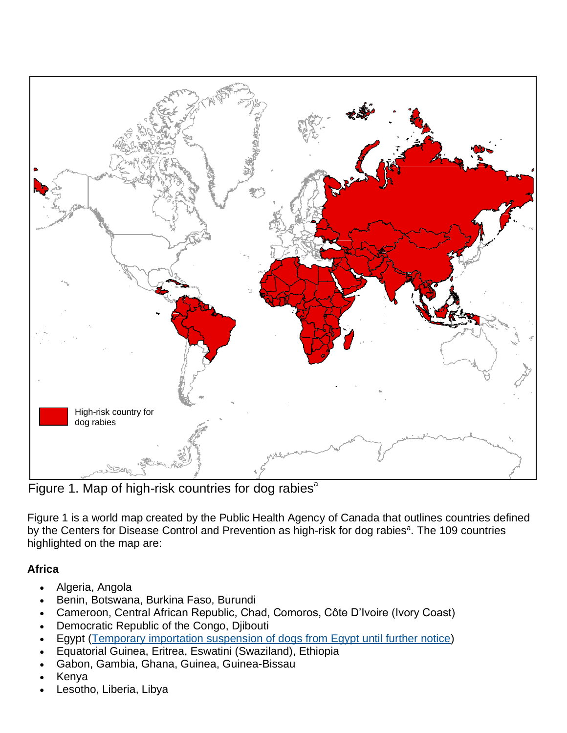High-risk country for dog rabies

Figure 1. Map of high-risk countries for dog rabies[a]

Figure 1 is a world map created by the Public Health Agency of Canada that outlines countries defined by the Centers for Disease Control and Prevention as high-risk for dog rabies[a]. The 109 countries highlighted on the map are:

### Africa

- Algeria, Angola
- Benin, Botswana, Burkina Faso, Burundi
- Cameroon, Central African Republic, Chad, Comoros, Côte D'Ivoire (Ivory Coast)
- Democratic Republic of the Congo, Djibouti
- Egypt (Temporary importation suspension of dogs from Egypt until further notice)
- Equatorial Guinea, Eritrea, Eswatini (Swaziland), Ethiopia
- Gabon, Gambia, Ghana, Guinea, Guinea-Bissau
- Kenya
- Lesotho, Liberia, Libya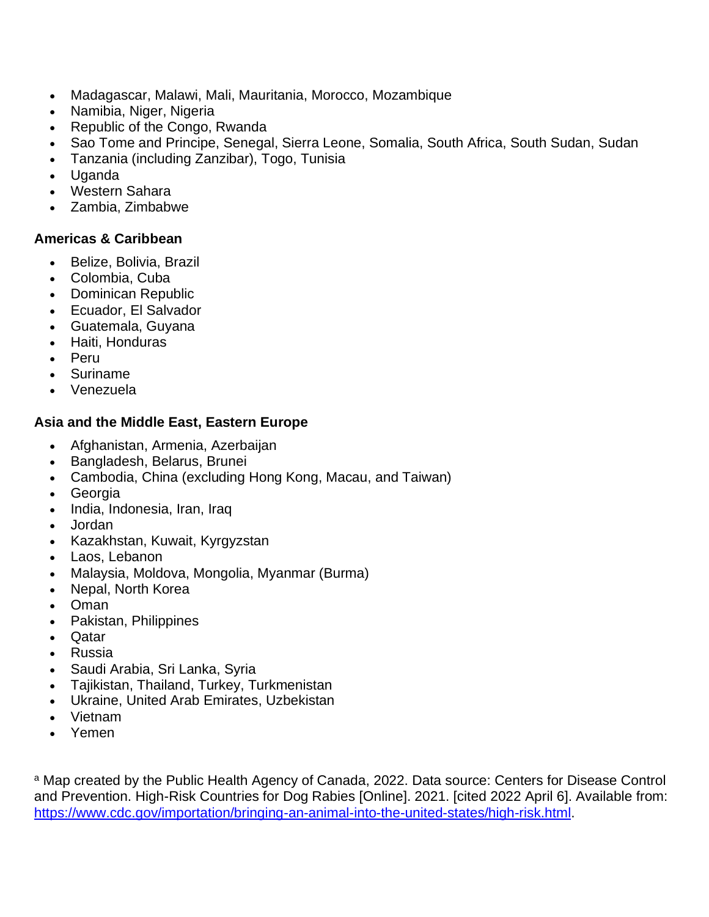- Madagascar, Malawi, Mali, Mauritania, Morocco, Mozambique
- Namibia, Niger, Nigeria
- Republic of the Congo, Rwanda
- Sao Tome and Principe, Senegal, Sierra Leone, Somalia, South Africa, South Sudan, Sudan
- Tanzania (including Zanzibar), Togo, Tunisia
- Uganda
- Western Sahara
- Zambia, Zimbabwe

**Americas & Caribbean**

- Belize, Bolivia, Brazil
- Colombia, Cuba
- Dominican Republic
- Ecuador, El Salvador
- Guatemala, Guyana
- Haiti, Honduras
- Peru
- Suriname
- Venezuela

**Asia and the Middle East, Eastern Europe**

- Afghanistan, Armenia, Azerbaijan
- Bangladesh, Belarus, Brunei
- Cambodia, China (excluding Hong Kong, Macau, and Taiwan)
- Georgia
- India, Indonesia, Iran, Iraq
- Jordan
- Kazakhstan, Kuwait, Kyrgyzstan
- Laos, Lebanon
- Malaysia, Moldova, Mongolia, Myanmar (Burma)
- Nepal, North Korea
- Oman
- Pakistan, Philippines
- Qatar
- Russia
- Saudi Arabia, Sri Lanka, Syria
- Tajikistan, Thailand, Turkey, Turkmenistan
- Ukraine, United Arab Emirates, Uzbekistan
- Vietnam
- Yemen

[a] Map created by the Public Health Agency of Canada, 2022. Data source: Centers for Disease Control and Prevention. High-Risk Countries for Dog Rabies [Online]. 2021. [cited 2022 April 6]. Available from: https://www.cdc.gov/importation/bringing-an-animal-into-the-united-states/high-risk.html.